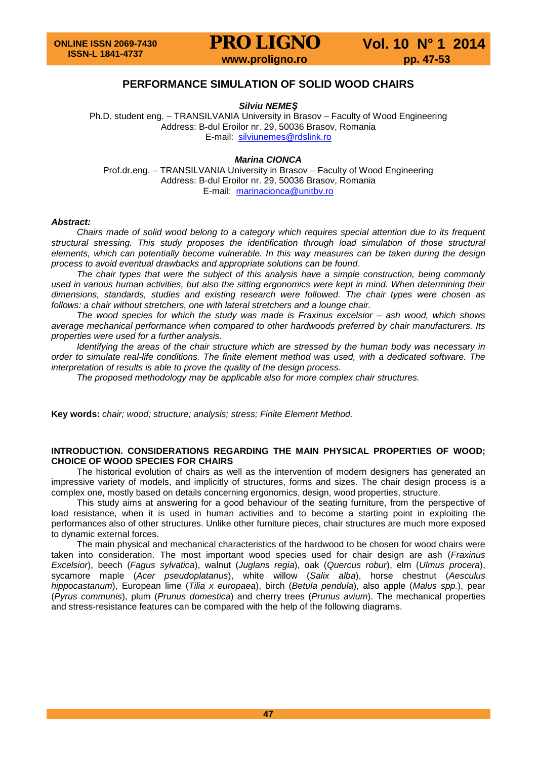# PERFORMANCE SIMULATION OF SOLID WOOD CHAIRS

***Silviu NEMEŞ***

Ph.D. student eng. – TRANSILVANIA University in Brasov – Faculty of Wood Engineering
Address: B-dul Eroilor nr. 29, 50036 Brasov, Romania
E-mail: silviunemes@rdslink.ro

***Marina CIONCA***

Prof.dr.eng. – TRANSILVANIA University in Brasov – Faculty of Wood Engineering
Address: B-dul Eroilor nr. 29, 50036 Brasov, Romania
E-mail: marinacionca@unitbv.ro

***Abstract:***

*Chairs made of solid wood belong to a category which requires special attention due to its frequent structural stressing. This study proposes the identification through load simulation of those structural elements, which can potentially become vulnerable. In this way measures can be taken during the design process to avoid eventual drawbacks and appropriate solutions can be found.*

*The chair types that were the subject of this analysis have a simple construction, being commonly used in various human activities, but also the sitting ergonomics were kept in mind. When determining their dimensions, standards, studies and existing research were followed. The chair types were chosen as follows: a chair without stretchers, one with lateral stretchers and a lounge chair.*

*The wood species for which the study was made is Fraxinus excelsior – ash wood, which shows average mechanical performance when compared to other hardwoods preferred by chair manufacturers. Its properties were used for a further analysis.*

*Identifying the areas of the chair structure which are stressed by the human body was necessary in order to simulate real-life conditions. The finite element method was used, with a dedicated software. The interpretation of results is able to prove the quality of the design process.*

*The proposed methodology may be applicable also for more complex chair structures.*

**Key words:** *chair; wood; structure; analysis; stress; Finite Element Method.*

## INTRODUCTION. CONSIDERATIONS REGARDING THE MAIN PHYSICAL PROPERTIES OF WOOD; CHOICE OF WOOD SPECIES FOR CHAIRS

The historical evolution of chairs as well as the intervention of modern designers has generated an impressive variety of models, and implicitly of structures, forms and sizes. The chair design process is a complex one, mostly based on details concerning ergonomics, design, wood properties, structure.

This study aims at answering for a good behaviour of the seating furniture, from the perspective of load resistance, when it is used in human activities and to become a starting point in exploiting the performances also of other structures. Unlike other furniture pieces, chair structures are much more exposed to dynamic external forces.

The main physical and mechanical characteristics of the hardwood to be chosen for wood chairs were taken into consideration. The most important wood species used for chair design are ash (*Fraxinus Excelsior*), beech (*Fagus sylvatica*), walnut (*Juglans regia*), oak (*Quercus robur*), elm (*Ulmus procera*), sycamore maple (*Acer pseudoplatanus*), white willow (*Salix alba*), horse chestnut (*Aesculus hippocastanum*), European lime (*Tilia x europaea*), birch (*Betula pendula*), also apple (*Malus spp.*), pear (*Pyrus communis*), plum (*Prunus domestica*) and cherry trees (*Prunus avium*). The mechanical properties and stress-resistance features can be compared with the help of the following diagrams.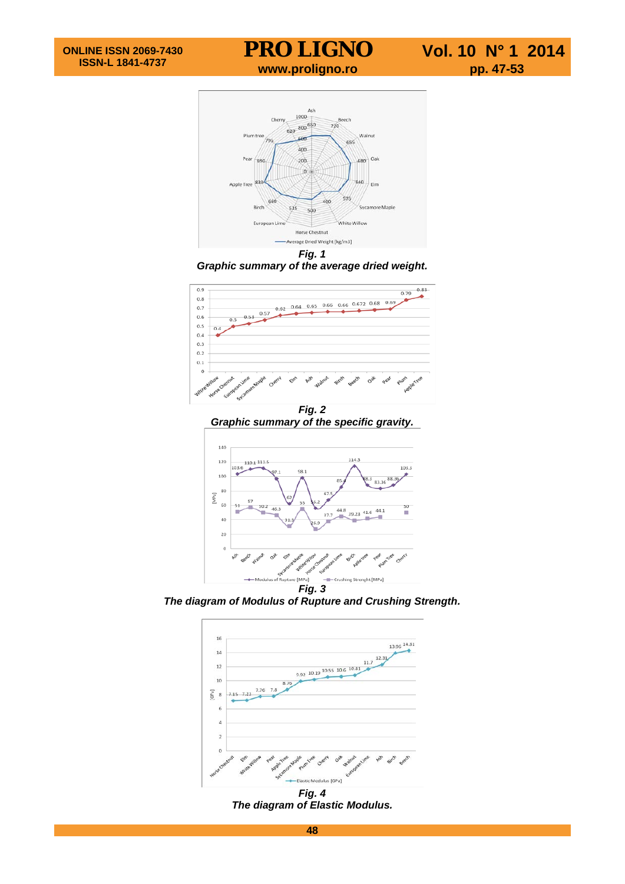**Fig. 1**
***Graphic summary of the average dried weight.***

**Fig. 2**
***Graphic summary of the specific gravity.***

**Fig. 3**
***The diagram of Modulus of Rupture and Crushing Strength.***

**Fig. 4**
***The diagram of Elastic Modulus.***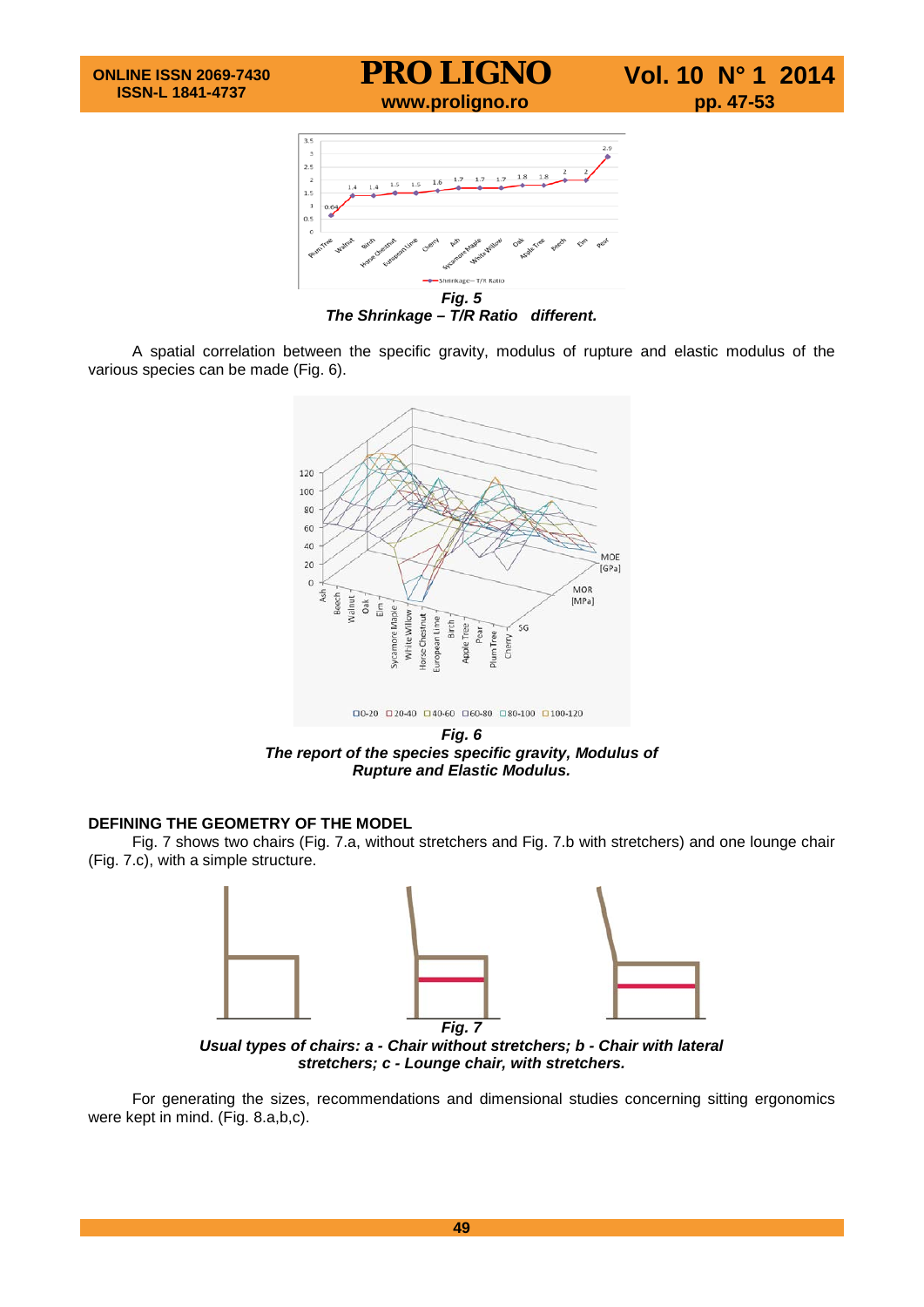*Fig. 5*
***The Shrinkage – T/R Ratio different.***

A spatial correlation between the specific gravity, modulus of rupture and elastic modulus of the various species can be made (Fig. 6).

*Fig. 6*
***The report of the species specific gravity, Modulus of Rupture and Elastic Modulus.***

**DEFINING THE GEOMETRY OF THE MODEL**

Fig. 7 shows two chairs (Fig. 7.a, without stretchers and Fig. 7.b with stretchers) and one lounge chair (Fig. 7.c), with a simple structure.

*Fig. 7*
***Usual types of chairs: a - Chair without stretchers; b - Chair with lateral stretchers; c - Lounge chair, with stretchers.***

For generating the sizes, recommendations and dimensional studies concerning sitting ergonomics were kept in mind. (Fig. 8.a,b,c).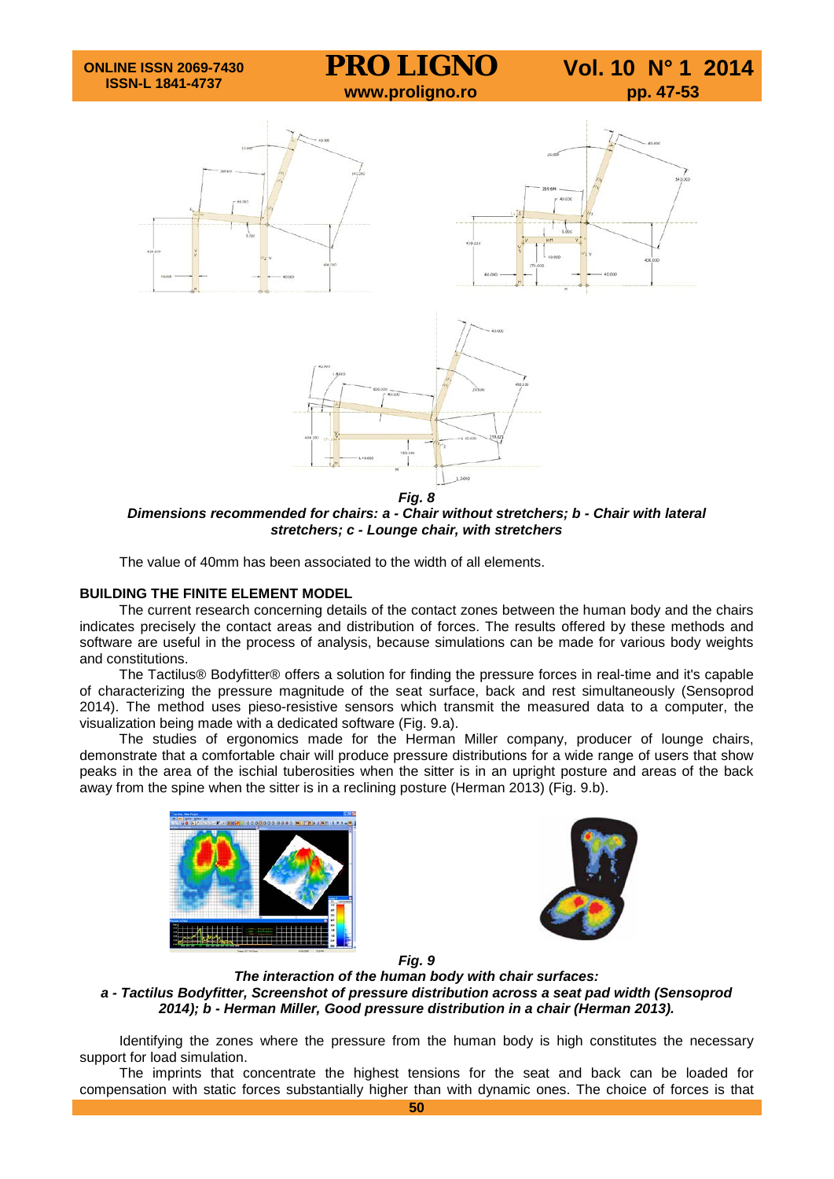**Fig. 8**
***Dimensions recommended for chairs: a - Chair without stretchers; b - Chair with lateral stretchers; c - Lounge chair, with stretchers***

The value of 40mm has been associated to the width of all elements.

## BUILDING THE FINITE ELEMENT MODEL

The current research concerning details of the contact zones between the human body and the chairs indicates precisely the contact areas and distribution of forces. The results offered by these methods and software are useful in the process of analysis, because simulations can be made for various body weights and constitutions.

The Tactilus® Bodyfitter® offers a solution for finding the pressure forces in real-time and it's capable of characterizing the pressure magnitude of the seat surface, back and rest simultaneously (Sensoprod 2014). The method uses pieso-resistive sensors which transmit the measured data to a computer, the visualization being made with a dedicated software (Fig. 9.a).

The studies of ergonomics made for the Herman Miller company, producer of lounge chairs, demonstrate that a comfortable chair will produce pressure distributions for a wide range of users that show peaks in the area of the ischial tuberosities when the sitter is in an upright posture and areas of the back away from the spine when the sitter is in a reclining posture (Herman 2013) (Fig. 9.b).

**Fig. 9**
***The interaction of the human body with chair surfaces:***
***a - Tactilus Bodyfitter, Screenshot of pressure distribution across a seat pad width (Sensoprod 2014); b - Herman Miller, Good pressure distribution in a chair (Herman 2013).***

Identifying the zones where the pressure from the human body is high constitutes the necessary support for load simulation.

The imprints that concentrate the highest tensions for the seat and back can be loaded for compensation with static forces substantially higher than with dynamic ones. The choice of forces is that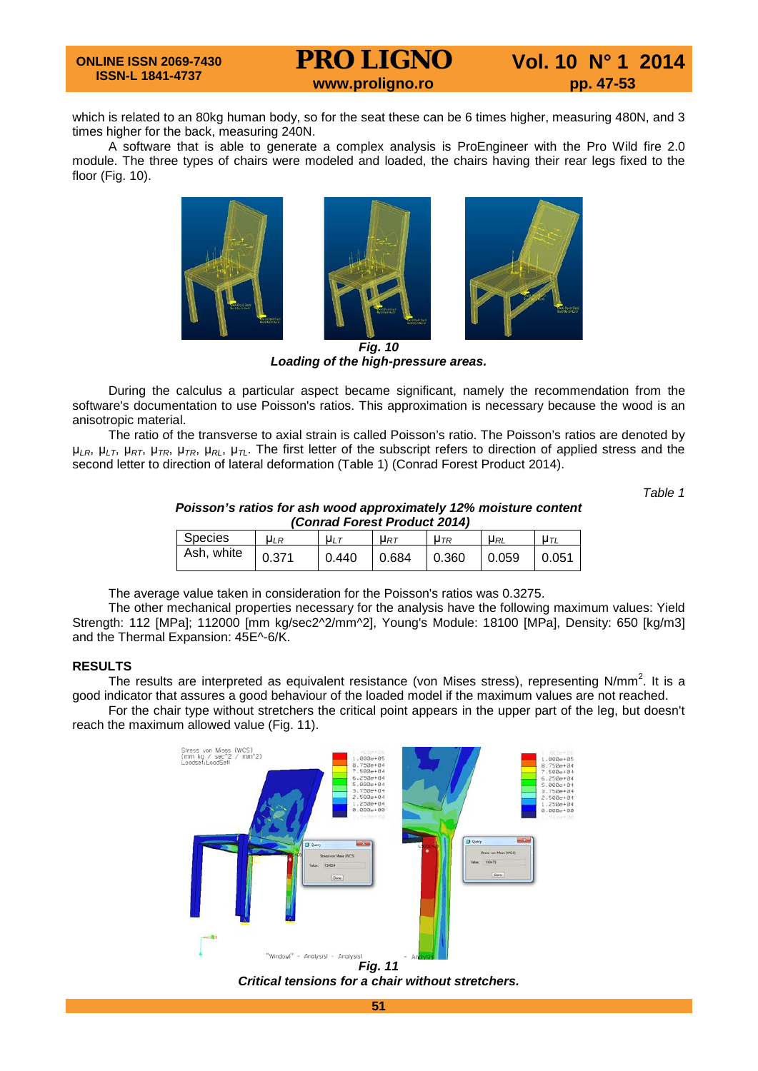which is related to an 80kg human body, so for the seat these can be 6 times higher, measuring 480N, and 3 times higher for the back, measuring 240N.

A software that is able to generate a complex analysis is ProEngineer with the Pro Wild fire 2.0 module. The three types of chairs were modeled and loaded, the chairs having their rear legs fixed to the floor (Fig. 10).

***Fig. 10***
***Loading of the high-pressure areas.***

During the calculus a particular aspect became significant, namely the recommendation from the software's documentation to use Poisson's ratios. This approximation is necessary because the wood is an anisotropic material.

The ratio of the transverse to axial strain is called Poisson's ratio. The Poisson's ratios are denoted by $\mu_{LR}$, $\mu_{LT}$, $\mu_{RT}$, $\mu_{TR}$, $\mu_{TR}$, $\mu_{RL}$, $\mu_{TL}$. The first letter of the subscript refers to direction of applied stress and the second letter to direction of lateral deformation (Table 1) (Conrad Forest Product 2014).

*Table 1*

***Poisson's ratios for ash wood approximately 12% moisture content (Conrad Forest Product 2014)***

| Species | $\mu_{LR}$ | $\mu_{LT}$ | $\mu_{RT}$ | $\mu_{TR}$ | $\mu_{RL}$ | $\mu_{TL}$ |
|---|---|---|---|---|---|---|
| Ash, white | 0.371 | 0.440 | 0.684 | 0.360 | 0.059 | 0.051 |

The average value taken in consideration for the Poisson's ratios was 0.3275.

The other mechanical properties necessary for the analysis have the following maximum values: Yield Strength: 112 [MPa]; 112000 [mm kg/sec2^2/mm^2], Young's Module: 18100 [MPa], Density: 650 [kg/m3] and the Thermal Expansion: 45E^-6/K.

## RESULTS

The results are interpreted as equivalent resistance (von Mises stress), representing N/mm$^2$. It is a good indicator that assures a good behaviour of the loaded model if the maximum values are not reached.

For the chair type without stretchers the critical point appears in the upper part of the leg, but doesn't reach the maximum allowed value (Fig. 11).

***Fig. 11***
***Critical tensions for a chair without stretchers.***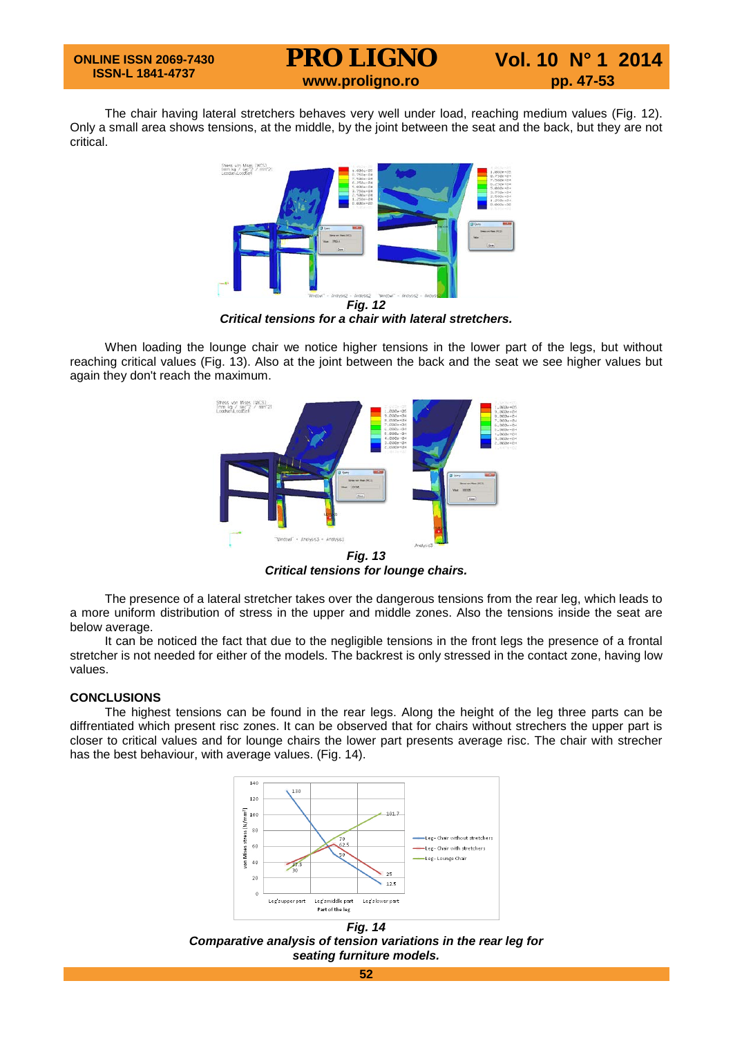The chair having lateral stretchers behaves very well under load, reaching medium values (Fig. 12). Only a small area shows tensions, at the middle, by the joint between the seat and the back, but they are not critical.

***Fig. 12***
***Critical tensions for a chair with lateral stretchers.***

When loading the lounge chair we notice higher tensions in the lower part of the legs, but without reaching critical values (Fig. 13). Also at the joint between the back and the seat we see higher values but again they don't reach the maximum.

***Fig. 13***
***Critical tensions for lounge chairs.***

The presence of a lateral stretcher takes over the dangerous tensions from the rear leg, which leads to a more uniform distribution of stress in the upper and middle zones. Also the tensions inside the seat are below average.

It can be noticed the fact that due to the negligible tensions in the front legs the presence of a frontal stretcher is not needed for either of the models. The backrest is only stressed in the contact zone, having low values.

## CONCLUSIONS

The highest tensions can be found in the rear legs. Along the height of the leg three parts can be diffrentiated which present risc zones. It can be observed that for chairs without strechers the upper part is closer to critical values and for lounge chairs the lower part presents average risc. The chair with strecher has the best behaviour, with average values. (Fig. 14).

***Fig. 14***
***Comparative analysis of tension variations in the rear leg for seating furniture models.***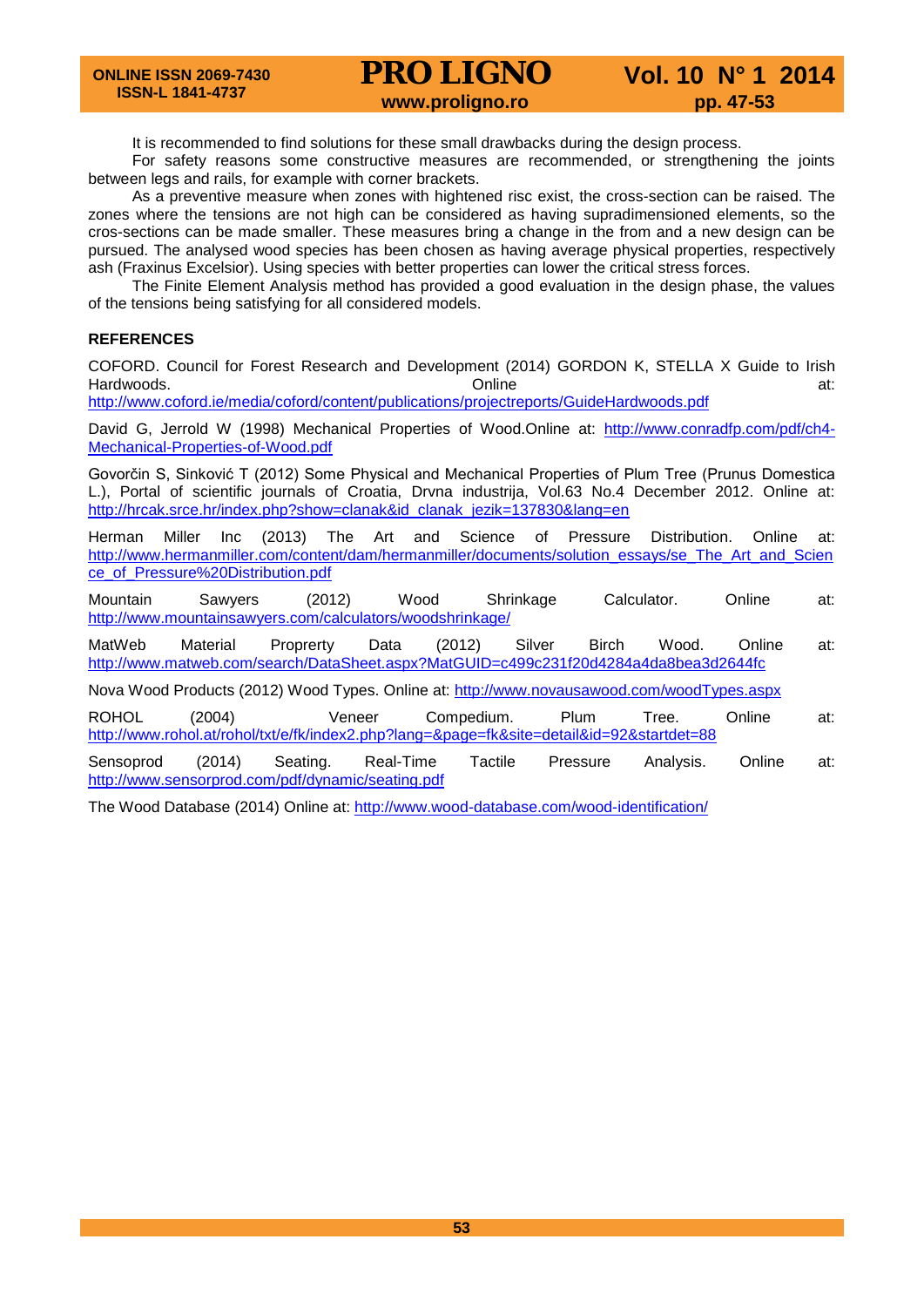It is recommended to find solutions for these small drawbacks during the design process.

For safety reasons some constructive measures are recommended, or strengthening the joints between legs and rails, for example with corner brackets.

As a preventive measure when zones with hightened risc exist, the cross-section can be raised. The zones where the tensions are not high can be considered as having supradimensioned elements, so the cros-sections can be made smaller. These measures bring a change in the from and a new design can be pursued. The analysed wood species has been chosen as having average physical properties, respectively ash (Fraxinus Excelsior). Using species with better properties can lower the critical stress forces.

The Finite Element Analysis method has provided a good evaluation in the design phase, the values of the tensions being satisfying for all considered models.

### REFERENCES

COFORD. Council for Forest Research and Development (2014) GORDON K, STELLA X Guide to Irish Hardwoods. Online at: http://www.coford.ie/media/coford/content/publications/projectreports/GuideHardwoods.pdf

David G, Jerrold W (1998) Mechanical Properties of Wood.Online at: http://www.conradfp.com/pdf/ch4-Mechanical-Properties-of-Wood.pdf

Govorčin S, Sinković T (2012) Some Physical and Mechanical Properties of Plum Tree (Prunus Domestica L.), Portal of scientific journals of Croatia, Drvna industrija, Vol.63 No.4 December 2012. Online at: http://hrcak.srce.hr/index.php?show=clanak&id_clanak_jezik=137830&lang=en

Herman Miller Inc (2013) The Art and Science of Pressure Distribution. Online at: http://www.hermanmiller.com/content/dam/hermanmiller/documents/solution_essays/se_The_Art_and_Science_of_Pressure%20Distribution.pdf

Mountain Sawyers (2012) Wood Shrinkage Calculator. Online at: http://www.mountainsawyers.com/calculators/woodshrinkage/

MatWeb Material Proprerty Data (2012) Silver Birch Wood. Online at: http://www.matweb.com/search/DataSheet.aspx?MatGUID=c499c231f20d4284a4da8bea3d2644fc

Nova Wood Products (2012) Wood Types. Online at: http://www.novausawood.com/woodTypes.aspx

ROHOL (2004) Veneer Compedium. Plum Tree. Online at: http://www.rohol.at/rohol/txt/e/fk/index2.php?lang=&page=fk&site=detail&id=92&startdet=88

Sensoprod (2014) Seating. Real-Time Tactile Pressure Analysis. Online at: http://www.sensorprod.com/pdf/dynamic/seating.pdf

The Wood Database (2014) Online at: http://www.wood-database.com/wood-identification/